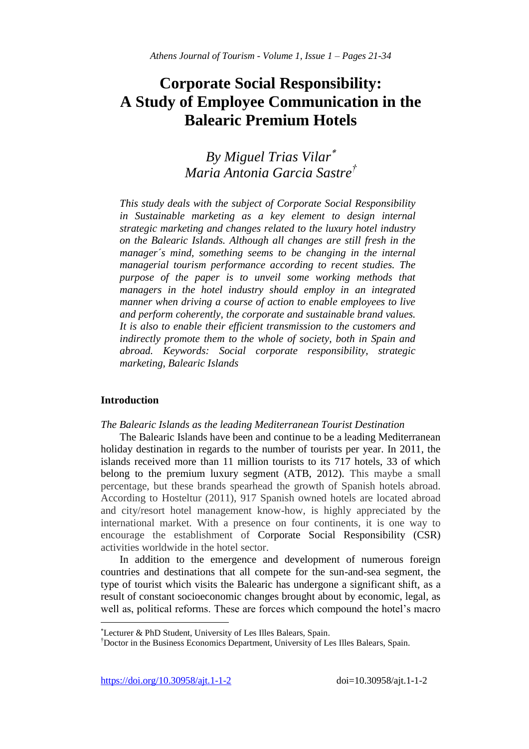# Corporate Social Responsibility: A Study of Employee Communication in the Balearic Premium Hotels

*By Miguel Trias Vilar*[*]
*Maria Antonia Garcia Sastre*[†]

*This study deals with the subject of Corporate Social Responsibility in Sustainable marketing as a key element to design internal strategic marketing and changes related to the luxury hotel industry on the Balearic Islands. Although all changes are still fresh in the manager´s mind, something seems to be changing in the internal managerial tourism performance according to recent studies. The purpose of the paper is to unveil some working methods that managers in the hotel industry should employ in an integrated manner when driving a course of action to enable employees to live and perform coherently, the corporate and sustainable brand values. It is also to enable their efficient transmission to the customers and indirectly promote them to the whole of society, both in Spain and abroad. Keywords: Social corporate responsibility, strategic marketing, Balearic Islands*

## Introduction

*The Balearic Islands as the leading Mediterranean Tourist Destination*

The Balearic Islands have been and continue to be a leading Mediterranean holiday destination in regards to the number of tourists per year. In 2011, the islands received more than 11 million tourists to its 717 hotels, 33 of which belong to the premium luxury segment (ATB, 2012). This maybe a small percentage, but these brands spearhead the growth of Spanish hotels abroad. According to Hosteltur (2011), 917 Spanish owned hotels are located abroad and city/resort hotel management know-how, is highly appreciated by the international market. With a presence on four continents, it is one way to encourage the establishment of Corporate Social Responsibility (CSR) activities worldwide in the hotel sector.

In addition to the emergence and development of numerous foreign countries and destinations that all compete for the sun-and-sea segment, the type of tourist which visits the Balearic has undergone a significant shift, as a result of constant socioeconomic changes brought about by economic, legal, as well as, political reforms. These are forces which compound the hotel's macro

---

[*] Lecturer & PhD Student, University of Les Illes Balears, Spain.

[†] Doctor in the Business Economics Department, University of Les Illes Balears, Spain.

https://doi.org/10.30958/ajt.1-1-2 doi=10.30958/ajt.1-1-2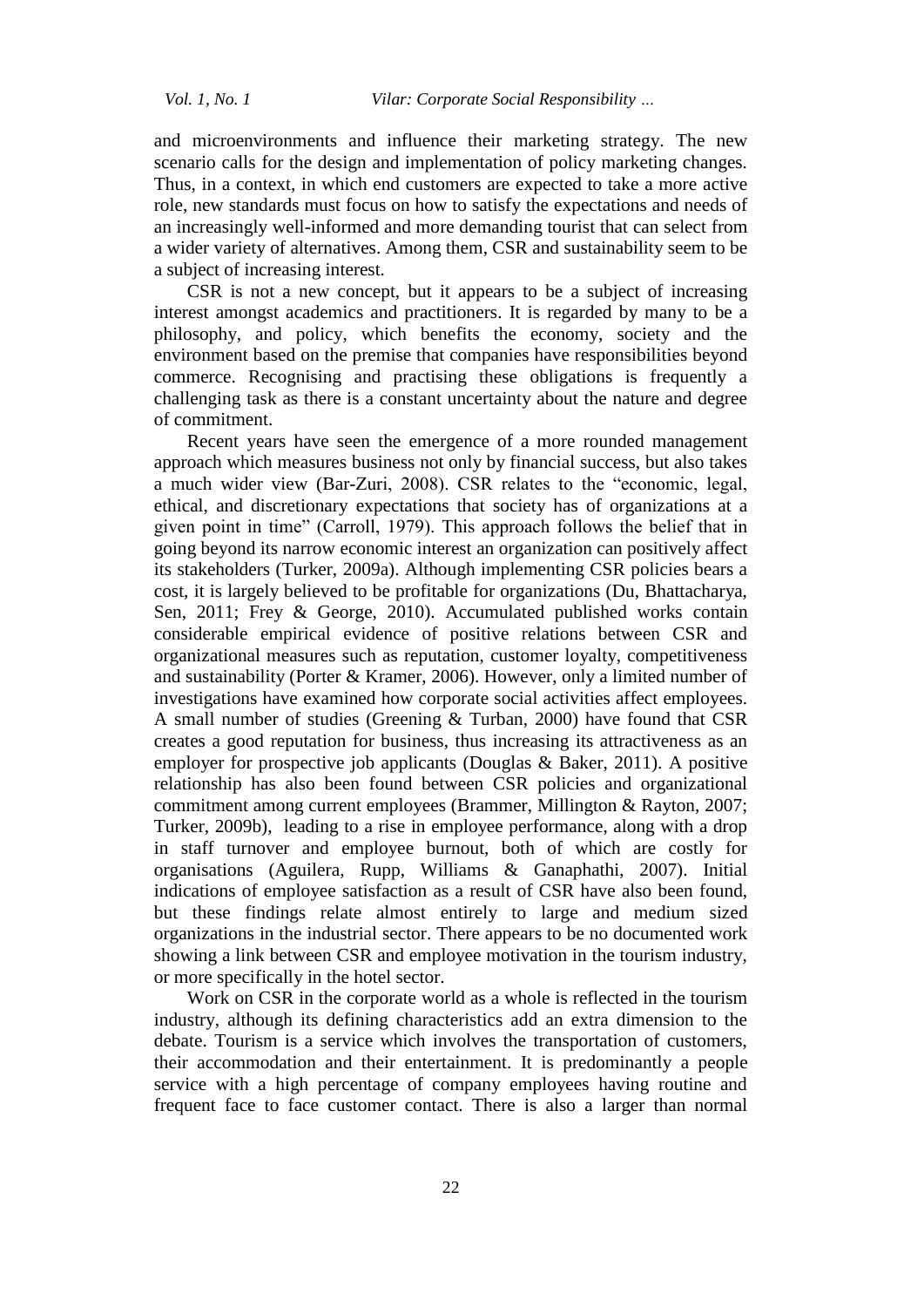and microenvironments and influence their marketing strategy. The new scenario calls for the design and implementation of policy marketing changes. Thus, in a context, in which end customers are expected to take a more active role, new standards must focus on how to satisfy the expectations and needs of an increasingly well-informed and more demanding tourist that can select from a wider variety of alternatives. Among them, CSR and sustainability seem to be a subject of increasing interest.

CSR is not a new concept, but it appears to be a subject of increasing interest amongst academics and practitioners. It is regarded by many to be a philosophy, and policy, which benefits the economy, society and the environment based on the premise that companies have responsibilities beyond commerce. Recognising and practising these obligations is frequently a challenging task as there is a constant uncertainty about the nature and degree of commitment.

Recent years have seen the emergence of a more rounded management approach which measures business not only by financial success, but also takes a much wider view (Bar-Zuri, 2008). CSR relates to the "economic, legal, ethical, and discretionary expectations that society has of organizations at a given point in time" (Carroll, 1979). This approach follows the belief that in going beyond its narrow economic interest an organization can positively affect its stakeholders (Turker, 2009a). Although implementing CSR policies bears a cost, it is largely believed to be profitable for organizations (Du, Bhattacharya, Sen, 2011; Frey & George, 2010). Accumulated published works contain considerable empirical evidence of positive relations between CSR and organizational measures such as reputation, customer loyalty, competitiveness and sustainability (Porter & Kramer, 2006). However, only a limited number of investigations have examined how corporate social activities affect employees. A small number of studies (Greening & Turban, 2000) have found that CSR creates a good reputation for business, thus increasing its attractiveness as an employer for prospective job applicants (Douglas & Baker, 2011). A positive relationship has also been found between CSR policies and organizational commitment among current employees (Brammer, Millington & Rayton, 2007; Turker, 2009b), leading to a rise in employee performance, along with a drop in staff turnover and employee burnout, both of which are costly for organisations (Aguilera, Rupp, Williams & Ganaphathi, 2007). Initial indications of employee satisfaction as a result of CSR have also been found, but these findings relate almost entirely to large and medium sized organizations in the industrial sector. There appears to be no documented work showing a link between CSR and employee motivation in the tourism industry, or more specifically in the hotel sector.

Work on CSR in the corporate world as a whole is reflected in the tourism industry, although its defining characteristics add an extra dimension to the debate. Tourism is a service which involves the transportation of customers, their accommodation and their entertainment. It is predominantly a people service with a high percentage of company employees having routine and frequent face to face customer contact. There is also a larger than normal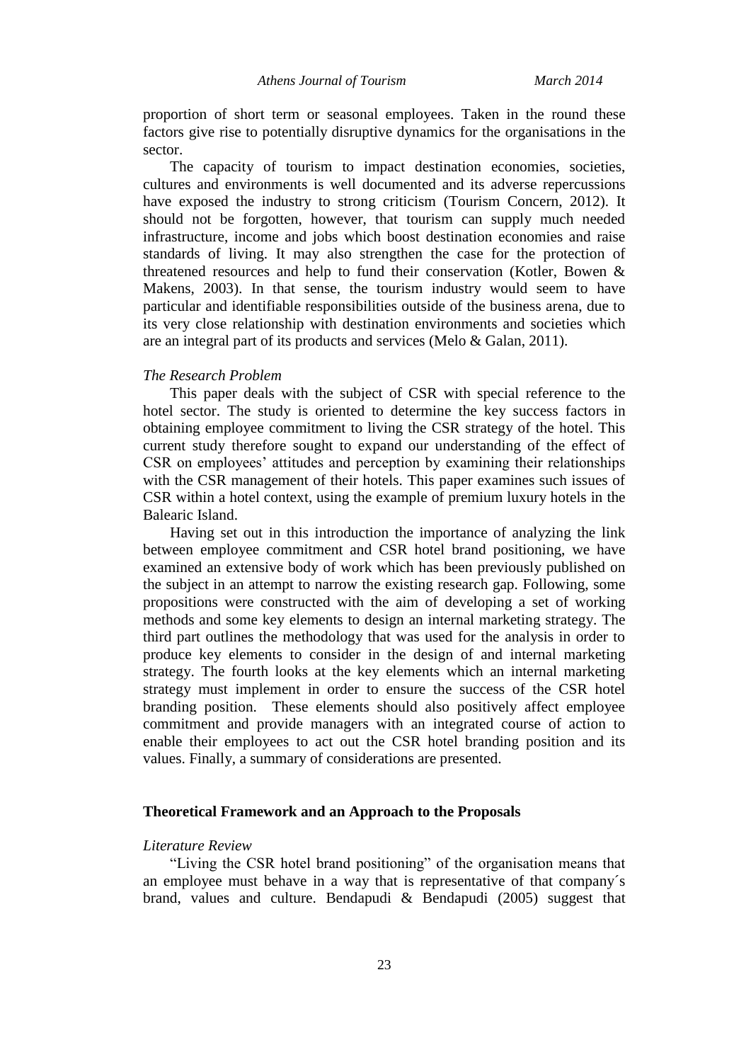proportion of short term or seasonal employees. Taken in the round these factors give rise to potentially disruptive dynamics for the organisations in the sector.

The capacity of tourism to impact destination economies, societies, cultures and environments is well documented and its adverse repercussions have exposed the industry to strong criticism (Tourism Concern, 2012). It should not be forgotten, however, that tourism can supply much needed infrastructure, income and jobs which boost destination economies and raise standards of living. It may also strengthen the case for the protection of threatened resources and help to fund their conservation (Kotler, Bowen & Makens, 2003). In that sense, the tourism industry would seem to have particular and identifiable responsibilities outside of the business arena, due to its very close relationship with destination environments and societies which are an integral part of its products and services (Melo & Galan, 2011).

*The Research Problem*

This paper deals with the subject of CSR with special reference to the hotel sector. The study is oriented to determine the key success factors in obtaining employee commitment to living the CSR strategy of the hotel. This current study therefore sought to expand our understanding of the effect of CSR on employees' attitudes and perception by examining their relationships with the CSR management of their hotels. This paper examines such issues of CSR within a hotel context, using the example of premium luxury hotels in the Balearic Island.

Having set out in this introduction the importance of analyzing the link between employee commitment and CSR hotel brand positioning, we have examined an extensive body of work which has been previously published on the subject in an attempt to narrow the existing research gap. Following, some propositions were constructed with the aim of developing a set of working methods and some key elements to design an internal marketing strategy. The third part outlines the methodology that was used for the analysis in order to produce key elements to consider in the design of and internal marketing strategy. The fourth looks at the key elements which an internal marketing strategy must implement in order to ensure the success of the CSR hotel branding position. These elements should also positively affect employee commitment and provide managers with an integrated course of action to enable their employees to act out the CSR hotel branding position and its values. Finally, a summary of considerations are presented.

## Theoretical Framework and an Approach to the Proposals

*Literature Review*

"Living the CSR hotel brand positioning" of the organisation means that an employee must behave in a way that is representative of that company´s brand, values and culture. Bendapudi & Bendapudi (2005) suggest that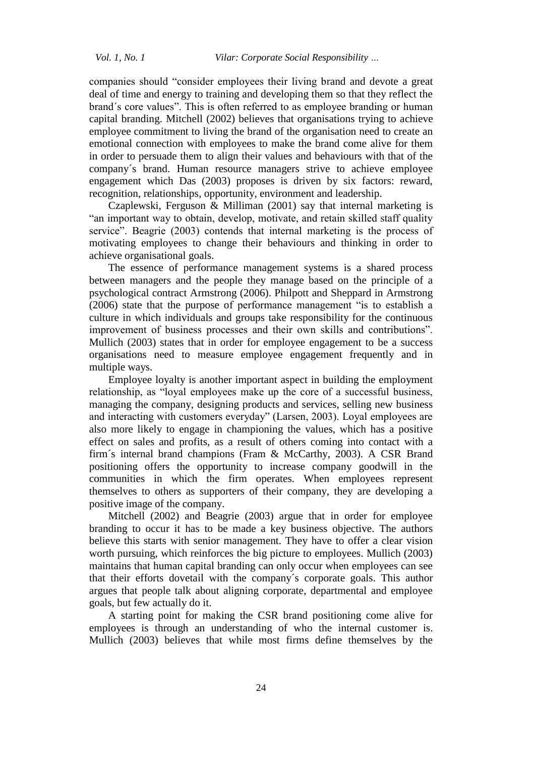companies should "consider employees their living brand and devote a great deal of time and energy to training and developing them so that they reflect the brand´s core values". This is often referred to as employee branding or human capital branding. Mitchell (2002) believes that organisations trying to achieve employee commitment to living the brand of the organisation need to create an emotional connection with employees to make the brand come alive for them in order to persuade them to align their values and behaviours with that of the company´s brand. Human resource managers strive to achieve employee engagement which Das (2003) proposes is driven by six factors: reward, recognition, relationships, opportunity, environment and leadership.

Czaplewski, Ferguson & Milliman (2001) say that internal marketing is "an important way to obtain, develop, motivate, and retain skilled staff quality service". Beagrie (2003) contends that internal marketing is the process of motivating employees to change their behaviours and thinking in order to achieve organisational goals.

The essence of performance management systems is a shared process between managers and the people they manage based on the principle of a psychological contract Armstrong (2006). Philpott and Sheppard in Armstrong (2006) state that the purpose of performance management "is to establish a culture in which individuals and groups take responsibility for the continuous improvement of business processes and their own skills and contributions". Mullich (2003) states that in order for employee engagement to be a success organisations need to measure employee engagement frequently and in multiple ways.

Employee loyalty is another important aspect in building the employment relationship, as "loyal employees make up the core of a successful business, managing the company, designing products and services, selling new business and interacting with customers everyday" (Larsen, 2003). Loyal employees are also more likely to engage in championing the values, which has a positive effect on sales and profits, as a result of others coming into contact with a firm´s internal brand champions (Fram & McCarthy, 2003). A CSR Brand positioning offers the opportunity to increase company goodwill in the communities in which the firm operates. When employees represent themselves to others as supporters of their company, they are developing a positive image of the company.

Mitchell (2002) and Beagrie (2003) argue that in order for employee branding to occur it has to be made a key business objective. The authors believe this starts with senior management. They have to offer a clear vision worth pursuing, which reinforces the big picture to employees. Mullich (2003) maintains that human capital branding can only occur when employees can see that their efforts dovetail with the company´s corporate goals. This author argues that people talk about aligning corporate, departmental and employee goals, but few actually do it.

A starting point for making the CSR brand positioning come alive for employees is through an understanding of who the internal customer is. Mullich (2003) believes that while most firms define themselves by the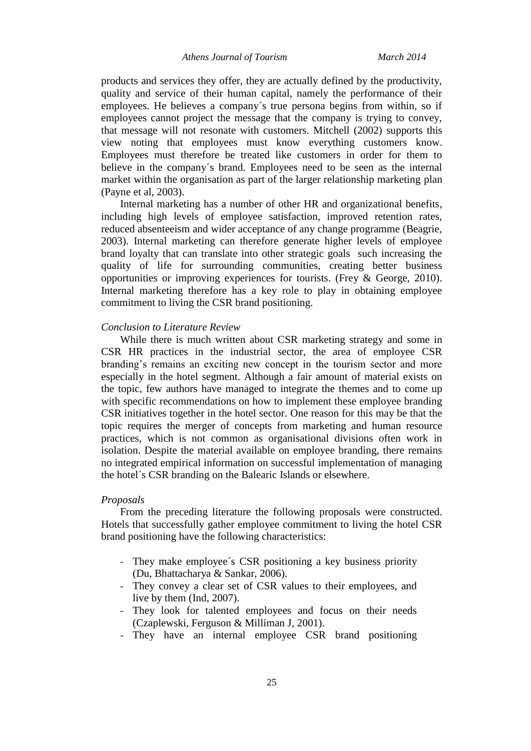products and services they offer, they are actually defined by the productivity, quality and service of their human capital, namely the performance of their employees. He believes a company´s true persona begins from within, so if employees cannot project the message that the company is trying to convey, that message will not resonate with customers. Mitchell (2002) supports this view noting that employees must know everything customers know. Employees must therefore be treated like customers in order for them to believe in the company´s brand. Employees need to be seen as the internal market within the organisation as part of the larger relationship marketing plan (Payne et al, 2003).

Internal marketing has a number of other HR and organizational benefits, including high levels of employee satisfaction, improved retention rates, reduced absenteeism and wider acceptance of any change programme (Beagrie, 2003). Internal marketing can therefore generate higher levels of employee brand loyalty that can translate into other strategic goals such increasing the quality of life for surrounding communities, creating better business opportunities or improving experiences for tourists. (Frey & George, 2010). Internal marketing therefore has a key role to play in obtaining employee commitment to living the CSR brand positioning.

*Conclusion to Literature Review*

While there is much written about CSR marketing strategy and some in CSR HR practices in the industrial sector, the area of employee CSR branding's remains an exciting new concept in the tourism sector and more especially in the hotel segment. Although a fair amount of material exists on the topic, few authors have managed to integrate the themes and to come up with specific recommendations on how to implement these employee branding CSR initiatives together in the hotel sector. One reason for this may be that the topic requires the merger of concepts from marketing and human resource practices, which is not common as organisational divisions often work in isolation. Despite the material available on employee branding, there remains no integrated empirical information on successful implementation of managing the hotel´s CSR branding on the Balearic Islands or elsewhere.

*Proposals*

From the preceding literature the following proposals were constructed. Hotels that successfully gather employee commitment to living the hotel CSR brand positioning have the following characteristics:

- They make employee´s CSR positioning a key business priority (Du, Bhattacharya & Sankar, 2006).
- They convey a clear set of CSR values to their employees, and live by them (Ind, 2007).
- They look for talented employees and focus on their needs (Czaplewski, Ferguson & Milliman J, 2001).
- They have an internal employee CSR brand positioning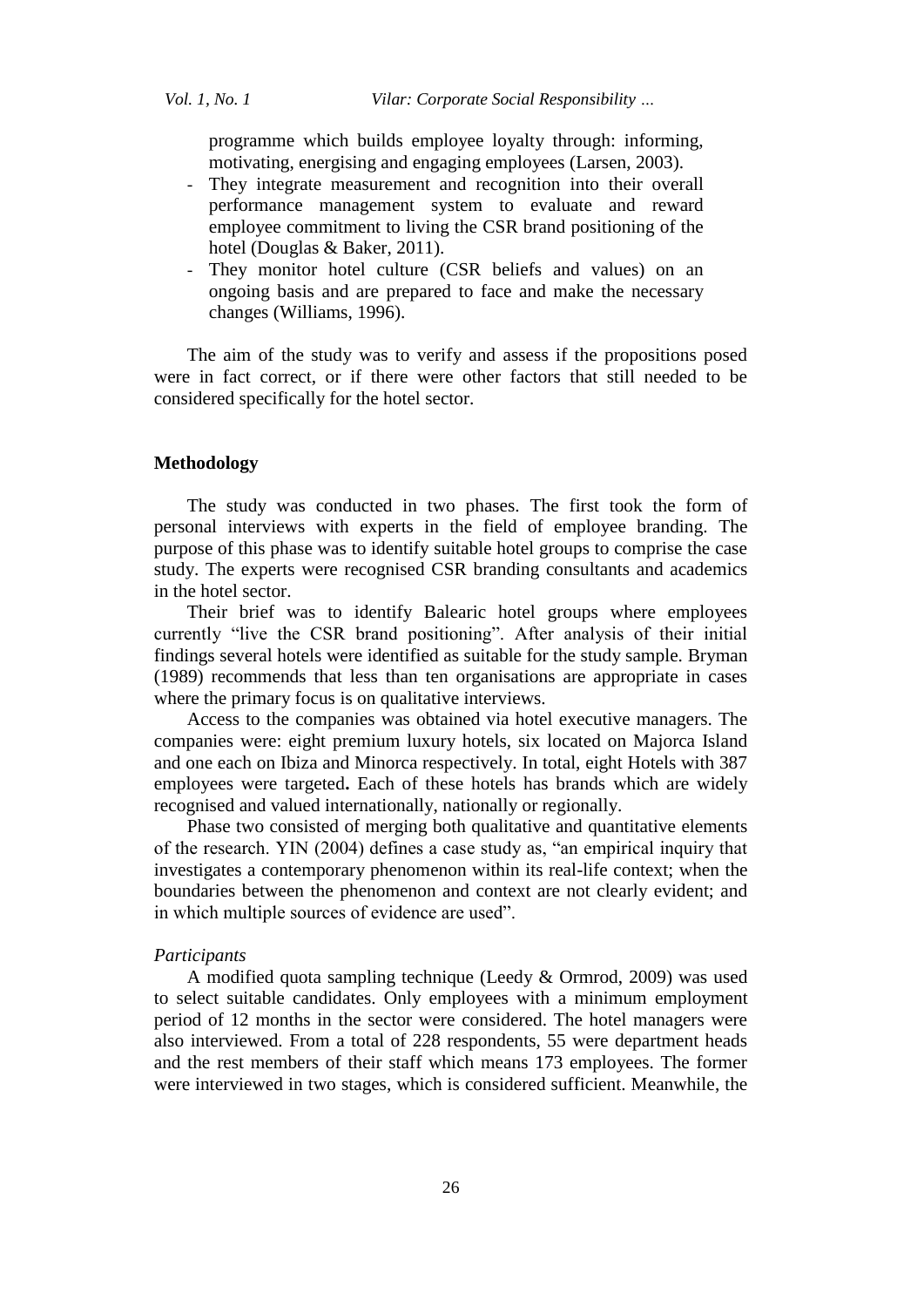programme which builds employee loyalty through: informing, motivating, energising and engaging employees (Larsen, 2003).

- They integrate measurement and recognition into their overall performance management system to evaluate and reward employee commitment to living the CSR brand positioning of the hotel (Douglas & Baker, 2011).
- They monitor hotel culture (CSR beliefs and values) on an ongoing basis and are prepared to face and make the necessary changes (Williams, 1996).

The aim of the study was to verify and assess if the propositions posed were in fact correct, or if there were other factors that still needed to be considered specifically for the hotel sector.

## Methodology

The study was conducted in two phases. The first took the form of personal interviews with experts in the field of employee branding. The purpose of this phase was to identify suitable hotel groups to comprise the case study. The experts were recognised CSR branding consultants and academics in the hotel sector.

Their brief was to identify Balearic hotel groups where employees currently "live the CSR brand positioning". After analysis of their initial findings several hotels were identified as suitable for the study sample. Bryman (1989) recommends that less than ten organisations are appropriate in cases where the primary focus is on qualitative interviews.

Access to the companies was obtained via hotel executive managers. The companies were: eight premium luxury hotels, six located on Majorca Island and one each on Ibiza and Minorca respectively. In total, eight Hotels with 387 employees were targeted**.** Each of these hotels has brands which are widely recognised and valued internationally, nationally or regionally.

Phase two consisted of merging both qualitative and quantitative elements of the research. YIN (2004) defines a case study as, "an empirical inquiry that investigates a contemporary phenomenon within its real-life context; when the boundaries between the phenomenon and context are not clearly evident; and in which multiple sources of evidence are used".

*Participants*

A modified quota sampling technique (Leedy & Ormrod, 2009) was used to select suitable candidates. Only employees with a minimum employment period of 12 months in the sector were considered. The hotel managers were also interviewed. From a total of 228 respondents, 55 were department heads and the rest members of their staff which means 173 employees. The former were interviewed in two stages, which is considered sufficient. Meanwhile, the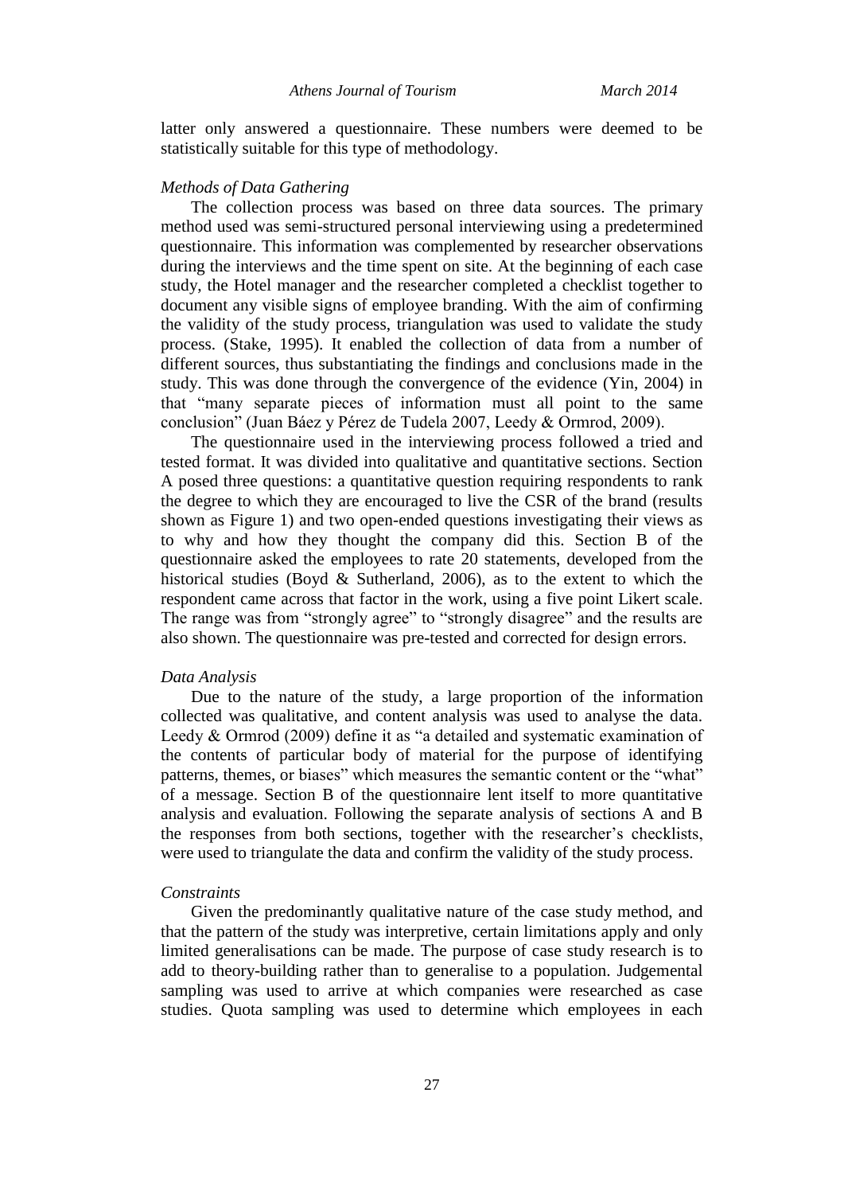latter only answered a questionnaire. These numbers were deemed to be statistically suitable for this type of methodology.

*Methods of Data Gathering*

The collection process was based on three data sources. The primary method used was semi-structured personal interviewing using a predetermined questionnaire. This information was complemented by researcher observations during the interviews and the time spent on site. At the beginning of each case study, the Hotel manager and the researcher completed a checklist together to document any visible signs of employee branding. With the aim of confirming the validity of the study process, triangulation was used to validate the study process. (Stake, 1995). It enabled the collection of data from a number of different sources, thus substantiating the findings and conclusions made in the study. This was done through the convergence of the evidence (Yin, 2004) in that "many separate pieces of information must all point to the same conclusion" (Juan Báez y Pérez de Tudela 2007, Leedy & Ormrod, 2009).

The questionnaire used in the interviewing process followed a tried and tested format. It was divided into qualitative and quantitative sections. Section A posed three questions: a quantitative question requiring respondents to rank the degree to which they are encouraged to live the CSR of the brand (results shown as Figure 1) and two open-ended questions investigating their views as to why and how they thought the company did this. Section B of the questionnaire asked the employees to rate 20 statements, developed from the historical studies (Boyd & Sutherland, 2006), as to the extent to which the respondent came across that factor in the work, using a five point Likert scale. The range was from "strongly agree" to "strongly disagree" and the results are also shown. The questionnaire was pre-tested and corrected for design errors.

*Data Analysis*

Due to the nature of the study, a large proportion of the information collected was qualitative, and content analysis was used to analyse the data. Leedy & Ormrod (2009) define it as "a detailed and systematic examination of the contents of particular body of material for the purpose of identifying patterns, themes, or biases" which measures the semantic content or the "what" of a message. Section B of the questionnaire lent itself to more quantitative analysis and evaluation. Following the separate analysis of sections A and B the responses from both sections, together with the researcher's checklists, were used to triangulate the data and confirm the validity of the study process.

*Constraints*

Given the predominantly qualitative nature of the case study method, and that the pattern of the study was interpretive, certain limitations apply and only limited generalisations can be made. The purpose of case study research is to add to theory-building rather than to generalise to a population. Judgemental sampling was used to arrive at which companies were researched as case studies. Quota sampling was used to determine which employees in each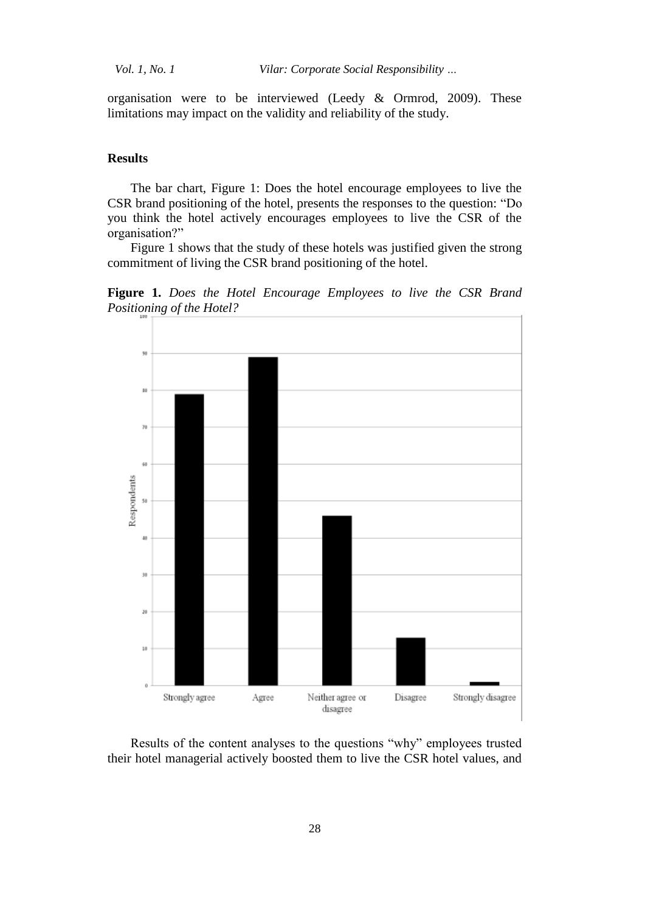organisation were to be interviewed (Leedy & Ormrod, 2009). These limitations may impact on the validity and reliability of the study.

## Results

The bar chart, Figure 1: Does the hotel encourage employees to live the CSR brand positioning of the hotel, presents the responses to the question: "Do you think the hotel actively encourages employees to live the CSR of the organisation?"

Figure 1 shows that the study of these hotels was justified given the strong commitment of living the CSR brand positioning of the hotel.

**Figure 1.** *Does the Hotel Encourage Employees to live the CSR Brand Positioning of the Hotel?*

Results of the content analyses to the questions "why" employees trusted their hotel managerial actively boosted them to live the CSR hotel values, and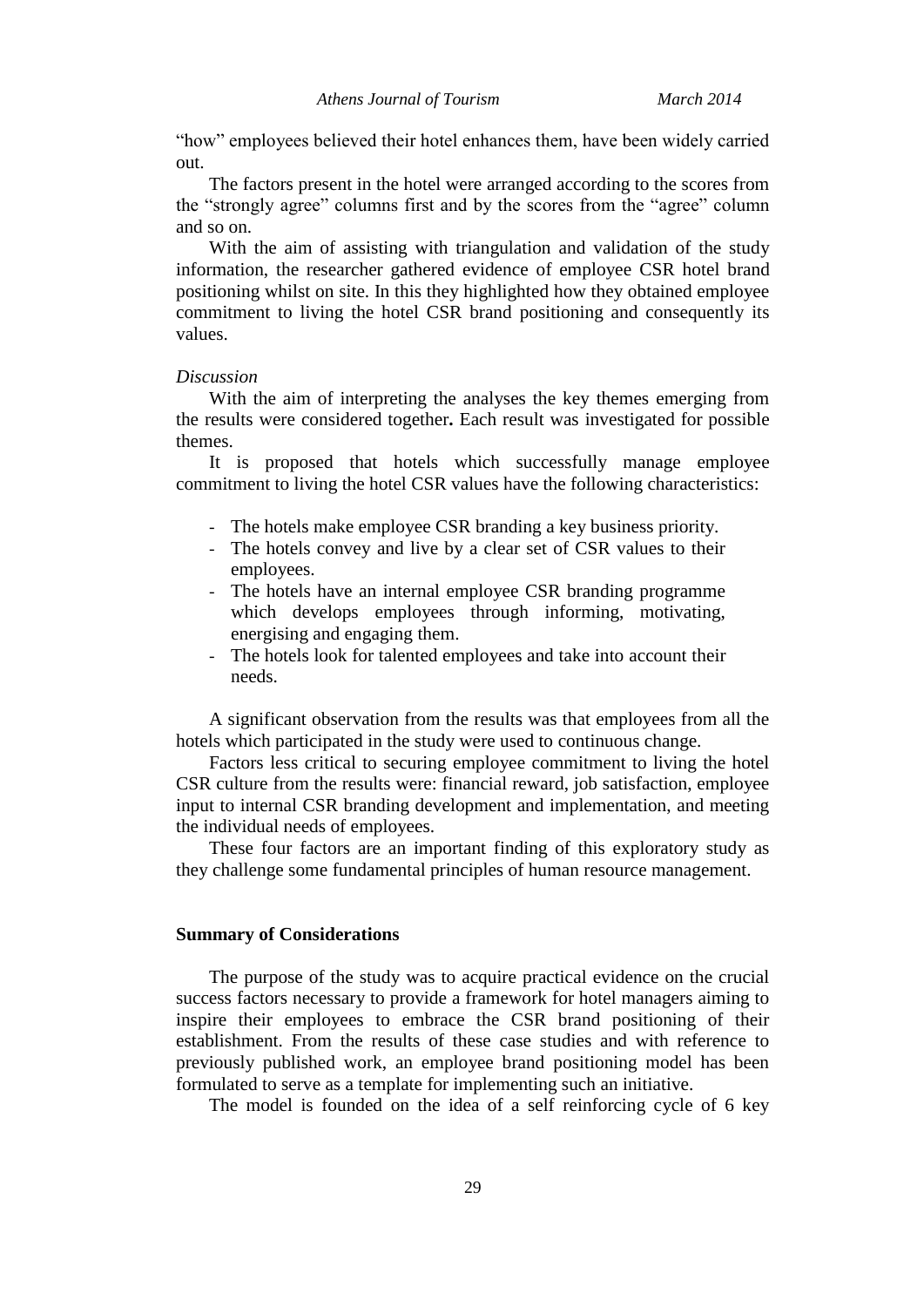"how" employees believed their hotel enhances them, have been widely carried out.

The factors present in the hotel were arranged according to the scores from the "strongly agree" columns first and by the scores from the "agree" column and so on.

With the aim of assisting with triangulation and validation of the study information, the researcher gathered evidence of employee CSR hotel brand positioning whilst on site. In this they highlighted how they obtained employee commitment to living the hotel CSR brand positioning and consequently its values.

*Discussion*

With the aim of interpreting the analyses the key themes emerging from the results were considered together**.** Each result was investigated for possible themes.

It is proposed that hotels which successfully manage employee commitment to living the hotel CSR values have the following characteristics:

- The hotels make employee CSR branding a key business priority.
- The hotels convey and live by a clear set of CSR values to their employees.
- The hotels have an internal employee CSR branding programme which develops employees through informing, motivating, energising and engaging them.
- The hotels look for talented employees and take into account their needs.

A significant observation from the results was that employees from all the hotels which participated in the study were used to continuous change.

Factors less critical to securing employee commitment to living the hotel CSR culture from the results were: financial reward, job satisfaction, employee input to internal CSR branding development and implementation, and meeting the individual needs of employees.

These four factors are an important finding of this exploratory study as they challenge some fundamental principles of human resource management.

## Summary of Considerations

The purpose of the study was to acquire practical evidence on the crucial success factors necessary to provide a framework for hotel managers aiming to inspire their employees to embrace the CSR brand positioning of their establishment. From the results of these case studies and with reference to previously published work, an employee brand positioning model has been formulated to serve as a template for implementing such an initiative.

The model is founded on the idea of a self reinforcing cycle of 6 key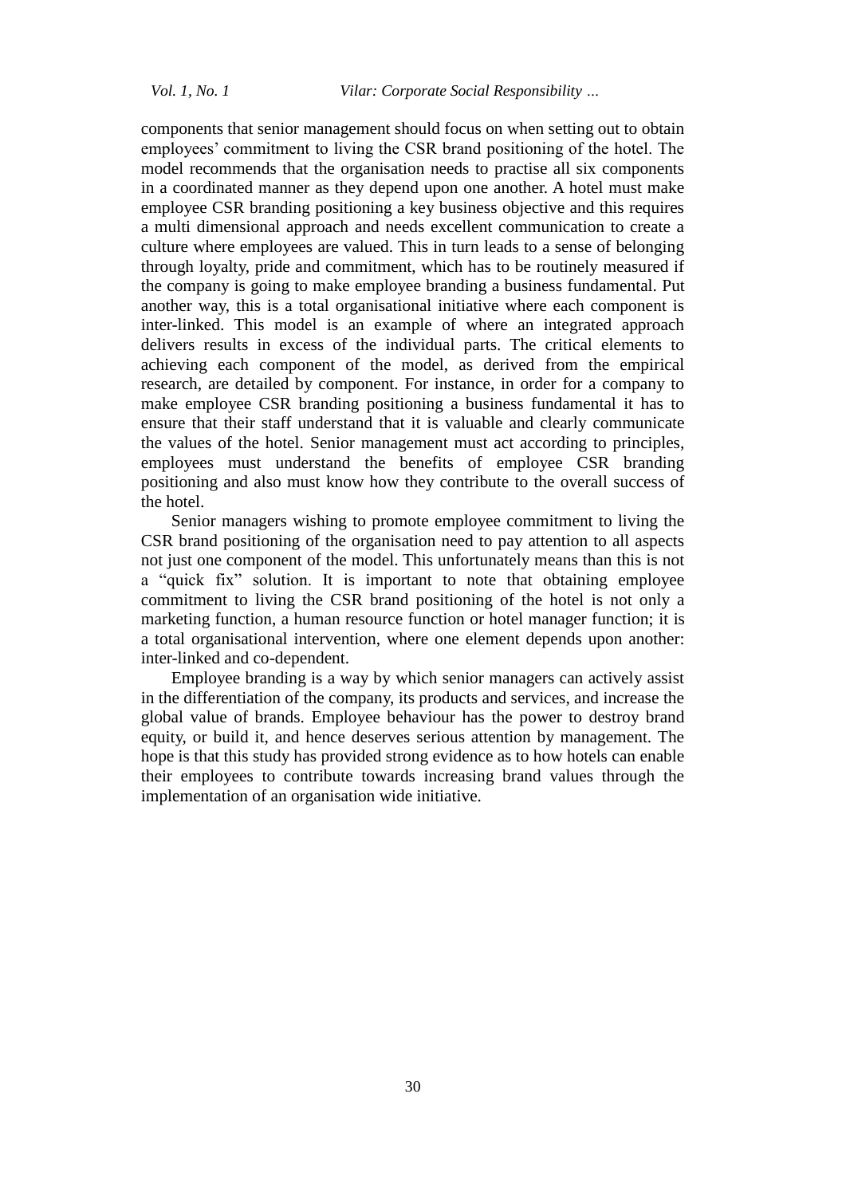components that senior management should focus on when setting out to obtain employees' commitment to living the CSR brand positioning of the hotel. The model recommends that the organisation needs to practise all six components in a coordinated manner as they depend upon one another. A hotel must make employee CSR branding positioning a key business objective and this requires a multi dimensional approach and needs excellent communication to create a culture where employees are valued. This in turn leads to a sense of belonging through loyalty, pride and commitment, which has to be routinely measured if the company is going to make employee branding a business fundamental. Put another way, this is a total organisational initiative where each component is inter-linked. This model is an example of where an integrated approach delivers results in excess of the individual parts. The critical elements to achieving each component of the model, as derived from the empirical research, are detailed by component. For instance, in order for a company to make employee CSR branding positioning a business fundamental it has to ensure that their staff understand that it is valuable and clearly communicate the values of the hotel. Senior management must act according to principles, employees must understand the benefits of employee CSR branding positioning and also must know how they contribute to the overall success of the hotel.

Senior managers wishing to promote employee commitment to living the CSR brand positioning of the organisation need to pay attention to all aspects not just one component of the model. This unfortunately means than this is not a "quick fix" solution. It is important to note that obtaining employee commitment to living the CSR brand positioning of the hotel is not only a marketing function, a human resource function or hotel manager function; it is a total organisational intervention, where one element depends upon another: inter-linked and co-dependent.

Employee branding is a way by which senior managers can actively assist in the differentiation of the company, its products and services, and increase the global value of brands. Employee behaviour has the power to destroy brand equity, or build it, and hence deserves serious attention by management. The hope is that this study has provided strong evidence as to how hotels can enable their employees to contribute towards increasing brand values through the implementation of an organisation wide initiative.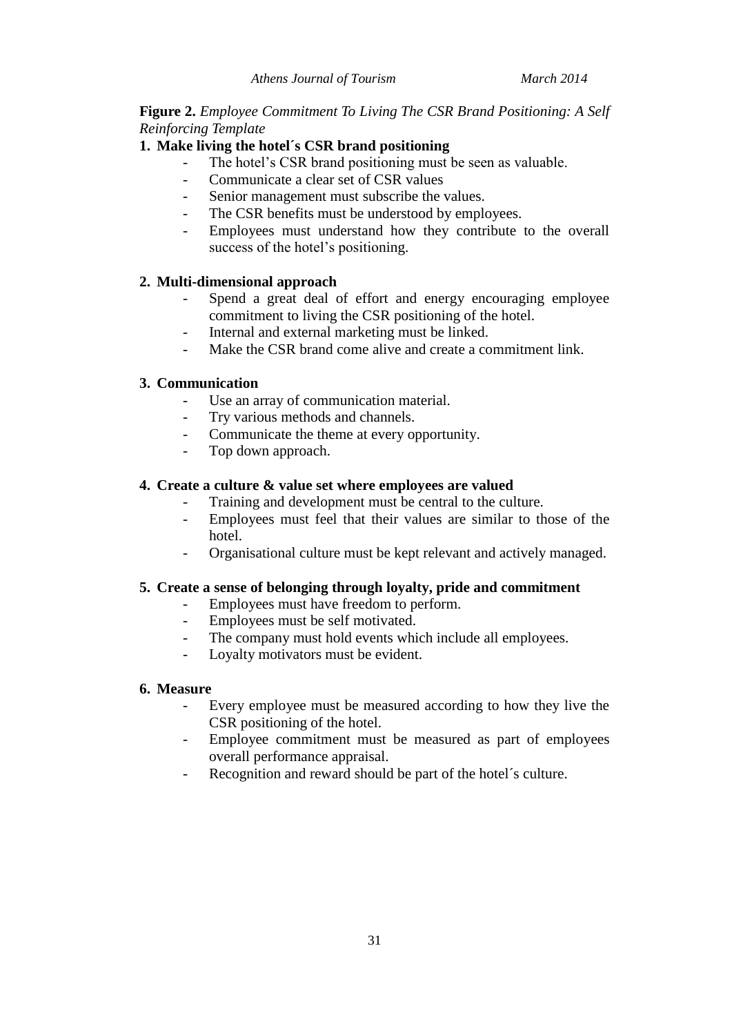**Figure 2.** *Employee Commitment To Living The CSR Brand Positioning: A Self Reinforcing Template*

**1. Make living the hotel´s CSR brand positioning**

- The hotel's CSR brand positioning must be seen as valuable.
- Communicate a clear set of CSR values
- Senior management must subscribe the values.
- The CSR benefits must be understood by employees.
- Employees must understand how they contribute to the overall success of the hotel's positioning.

**2. Multi-dimensional approach**

- Spend a great deal of effort and energy encouraging employee commitment to living the CSR positioning of the hotel.
- Internal and external marketing must be linked.
- Make the CSR brand come alive and create a commitment link.

**3. Communication**

- Use an array of communication material.
- Try various methods and channels.
- Communicate the theme at every opportunity.
- Top down approach.

**4. Create a culture & value set where employees are valued**

- Training and development must be central to the culture.
- Employees must feel that their values are similar to those of the hotel.
- Organisational culture must be kept relevant and actively managed.

**5. Create a sense of belonging through loyalty, pride and commitment**

- Employees must have freedom to perform.
- Employees must be self motivated.
- The company must hold events which include all employees.
- Loyalty motivators must be evident.

**6. Measure**

- Every employee must be measured according to how they live the CSR positioning of the hotel.
- Employee commitment must be measured as part of employees overall performance appraisal.
- Recognition and reward should be part of the hotel´s culture.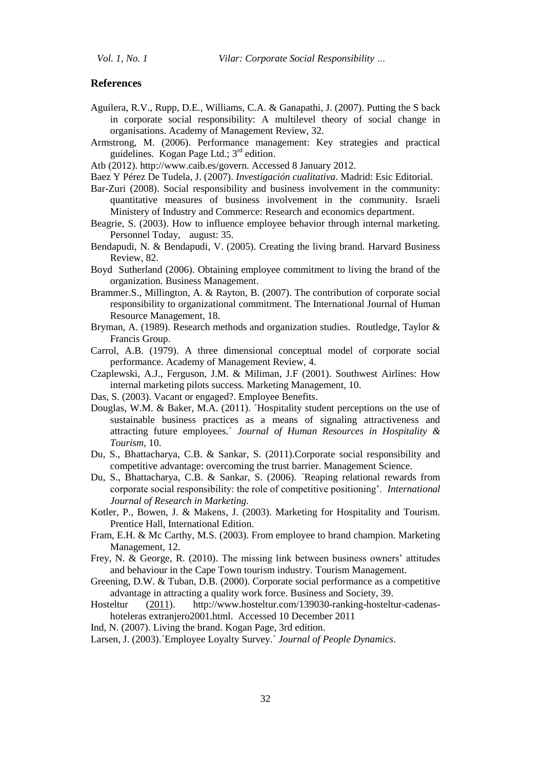## References

Aguilera, R.V., Rupp, D.E., Williams, C.A. & Ganapathi, J. (2007). Putting the S back in corporate social responsibility: A multilevel theory of social change in organisations. Academy of Management Review, 32.

Armstrong, M. (2006). Performance management: Key strategies and practical guidelines. Kogan Page Ltd.; 3rd edition.

Atb (2012). http://www.caib.es/govern. Accessed 8 January 2012.

Baez Y Pérez De Tudela, J. (2007). *Investigación cualitativa*. Madrid: Esic Editorial.

Bar-Zuri (2008). Social responsibility and business involvement in the community: quantitative measures of business involvement in the community. Israeli Ministery of Industry and Commerce: Research and economics department.

Beagrie, S. (2003). How to influence employee behavior through internal marketing. Personnel Today, august: 35.

Bendapudi, N. & Bendapudi, V. (2005). Creating the living brand. Harvard Business Review, 82.

Boyd Sutherland (2006). Obtaining employee commitment to living the brand of the organization. Business Management.

Brammer.S., Millington, A. & Rayton, B. (2007). The contribution of corporate social responsibility to organizational commitment. The International Journal of Human Resource Management, 18.

Bryman, A. (1989). Research methods and organization studies. Routledge, Taylor & Francis Group.

Carrol, A.B. (1979). A three dimensional conceptual model of corporate social performance. Academy of Management Review, 4.

Czaplewski, A.J., Ferguson, J.M. & Miliman, J.F (2001). Southwest Airlines: How internal marketing pilots success. Marketing Management, 10.

Das, S. (2003). Vacant or engaged?. Employee Benefits.

Douglas, W.M. & Baker, M.A. (2011). ´Hospitality student perceptions on the use of sustainable business practices as a means of signaling attractiveness and attracting future employees.´ *Journal of Human Resources in Hospitality & Tourism*, 10.

Du, S., Bhattacharya, C.B. & Sankar, S. (2011).Corporate social responsibility and competitive advantage: overcoming the trust barrier. Management Science.

Du, S., Bhattacharya, C.B. & Sankar, S. (2006). ´Reaping relational rewards from corporate social responsibility: the role of competitive positioning'. *International Journal of Research in Marketing.*

Kotler, P., Bowen, J. & Makens, J. (2003). Marketing for Hospitality and Tourism. Prentice Hall, International Edition.

Fram, E.H. & Mc Carthy, M.S. (2003). From employee to brand champion. Marketing Management, 12.

Frey, N. & George, R. (2010). The missing link between business owners' attitudes and behaviour in the Cape Town tourism industry. Tourism Management.

Greening, D.W. & Tuban, D.B. (2000). Corporate social performance as a competitive advantage in attracting a quality work force. Business and Society, 39.

Hosteltur (2011). http://www.hosteltur.com/139030-ranking-hosteltur-cadenas-hoteleras extranjero2001.html. Accessed 10 December 2011

Ind, N. (2007). Living the brand. Kogan Page, 3rd edition.

Larsen, J. (2003).´Employee Loyalty Survey.´ *Journal of People Dynamics*.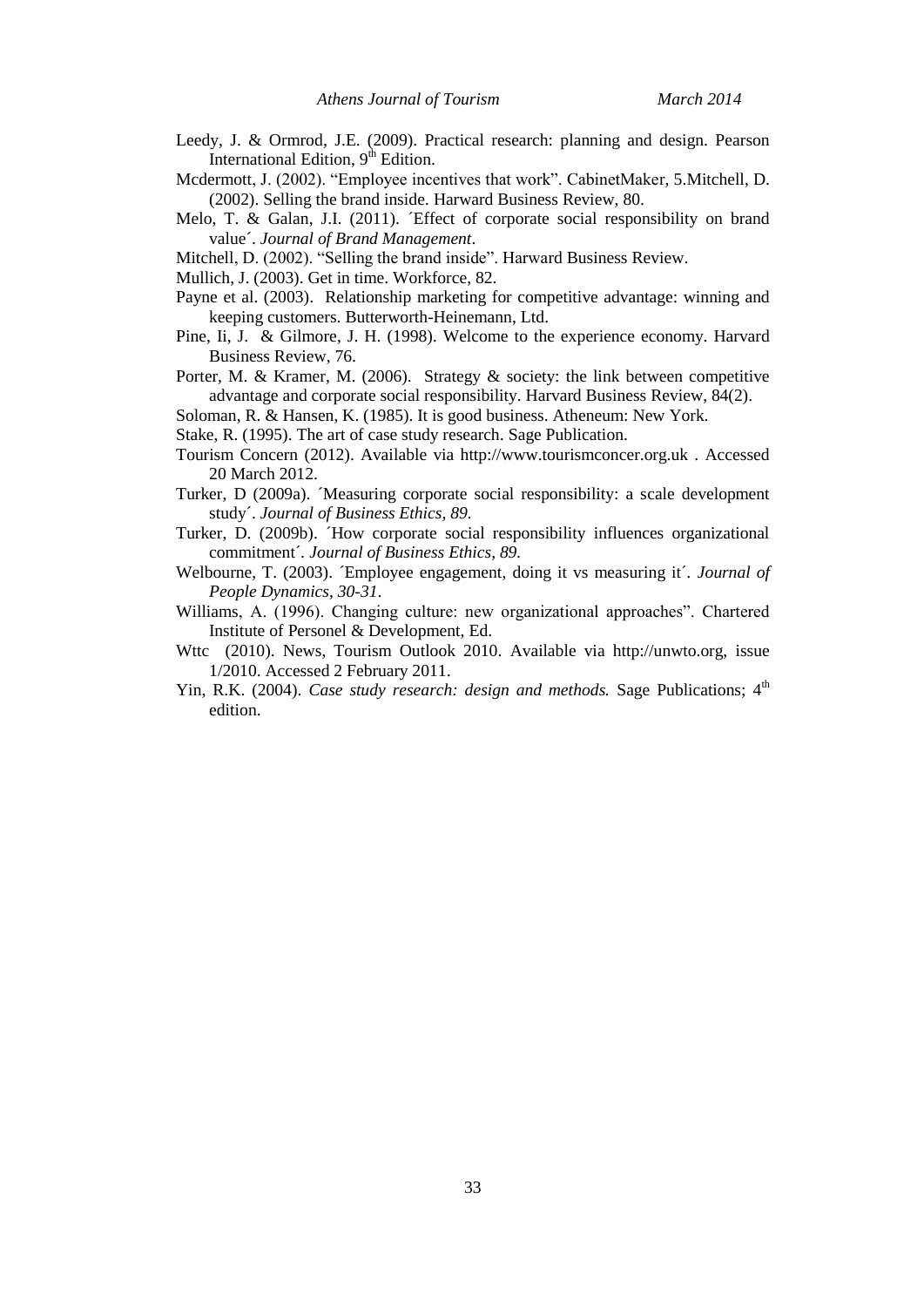Leedy, J. & Ormrod, J.E. (2009). Practical research: planning and design. Pearson International Edition, 9th Edition.

Mcdermott, J. (2002). “Employee incentives that work”. CabinetMaker, 5.Mitchell, D. (2002). Selling the brand inside. Harward Business Review, 80.

Melo, T. & Galan, J.I. (2011). ´Effect of corporate social responsibility on brand value´. *Journal of Brand Management*.

Mitchell, D. (2002). “Selling the brand inside”. Harward Business Review.

Mullich, J. (2003). Get in time. Workforce, 82.

Payne et al. (2003). Relationship marketing for competitive advantage: winning and keeping customers. Butterworth-Heinemann, Ltd.

Pine, Ii, J. & Gilmore, J. H. (1998). Welcome to the experience economy. Harvard Business Review, 76.

Porter, M. & Kramer, M. (2006). Strategy & society: the link between competitive advantage and corporate social responsibility. Harvard Business Review, 84(2).

Soloman, R. & Hansen, K. (1985). It is good business. Atheneum: New York.

Stake, R. (1995). The art of case study research. Sage Publication.

Tourism Concern (2012). Available via http://www.tourismconcer.org.uk . Accessed 20 March 2012.

Turker, D (2009a). ´Measuring corporate social responsibility: a scale development study´. *Journal of Business Ethics, 89.*

Turker, D. (2009b). ´How corporate social responsibility influences organizational commitment´. *Journal of Business Ethics, 89.*

Welbourne, T. (2003). ´Employee engagement, doing it vs measuring it´. *Journal of People Dynamics, 30-31.*

Williams, A. (1996). Changing culture: new organizational approaches”. Chartered Institute of Personel & Development, Ed.

Wttc (2010). News, Tourism Outlook 2010. Available via http://unwto.org, issue 1/2010. Accessed 2 February 2011.

Yin, R.K. (2004). *Case study research: design and methods.* Sage Publications; 4th edition.